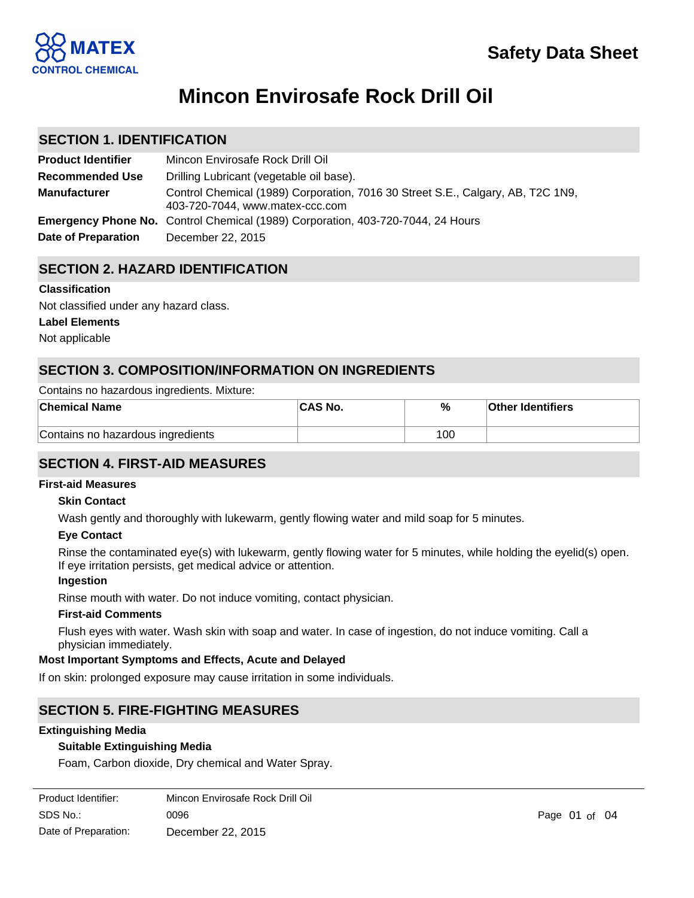MATEX
CONTROL CHEMICAL

# Safety Data Sheet

# Mincon Envirosafe Rock Drill Oil

## SECTION 1. IDENTIFICATION

| | |
|---|---|
| **Product Identifier** | Mincon Envirosafe Rock Drill Oil |
| **Recommended Use** | Drilling Lubricant (vegetable oil base). |
| **Manufacturer** | Control Chemical (1989) Corporation, 7016 30 Street S.E., Calgary, AB, T2C 1N9, 403-720-7044, www.matex-ccc.com |
| **Emergency Phone No.** | Control Chemical (1989) Corporation, 403-720-7044, 24 Hours |
| **Date of Preparation** | December 22, 2015 |

## SECTION 2. HAZARD IDENTIFICATION

**Classification**

Not classified under any hazard class.

**Label Elements**

Not applicable

## SECTION 3. COMPOSITION/INFORMATION ON INGREDIENTS

Contains no hazardous ingredients. Mixture:

| Chemical Name | CAS No. | % | Other Identifiers |
|---|---|---|---|
| Contains no hazardous ingredients | | 100 | |

## SECTION 4. FIRST-AID MEASURES

**First-aid Measures**

**Skin Contact**

Wash gently and thoroughly with lukewarm, gently flowing water and mild soap for 5 minutes.

**Eye Contact**

Rinse the contaminated eye(s) with lukewarm, gently flowing water for 5 minutes, while holding the eyelid(s) open. If eye irritation persists, get medical advice or attention.

**Ingestion**

Rinse mouth with water. Do not induce vomiting, contact physician.

**First-aid Comments**

Flush eyes with water. Wash skin with soap and water. In case of ingestion, do not induce vomiting. Call a physician immediately.

**Most Important Symptoms and Effects, Acute and Delayed**

If on skin: prolonged exposure may cause irritation in some individuals.

## SECTION 5. FIRE-FIGHTING MEASURES

**Extinguishing Media**

**Suitable Extinguishing Media**

Foam, Carbon dioxide, Dry chemical and Water Spray.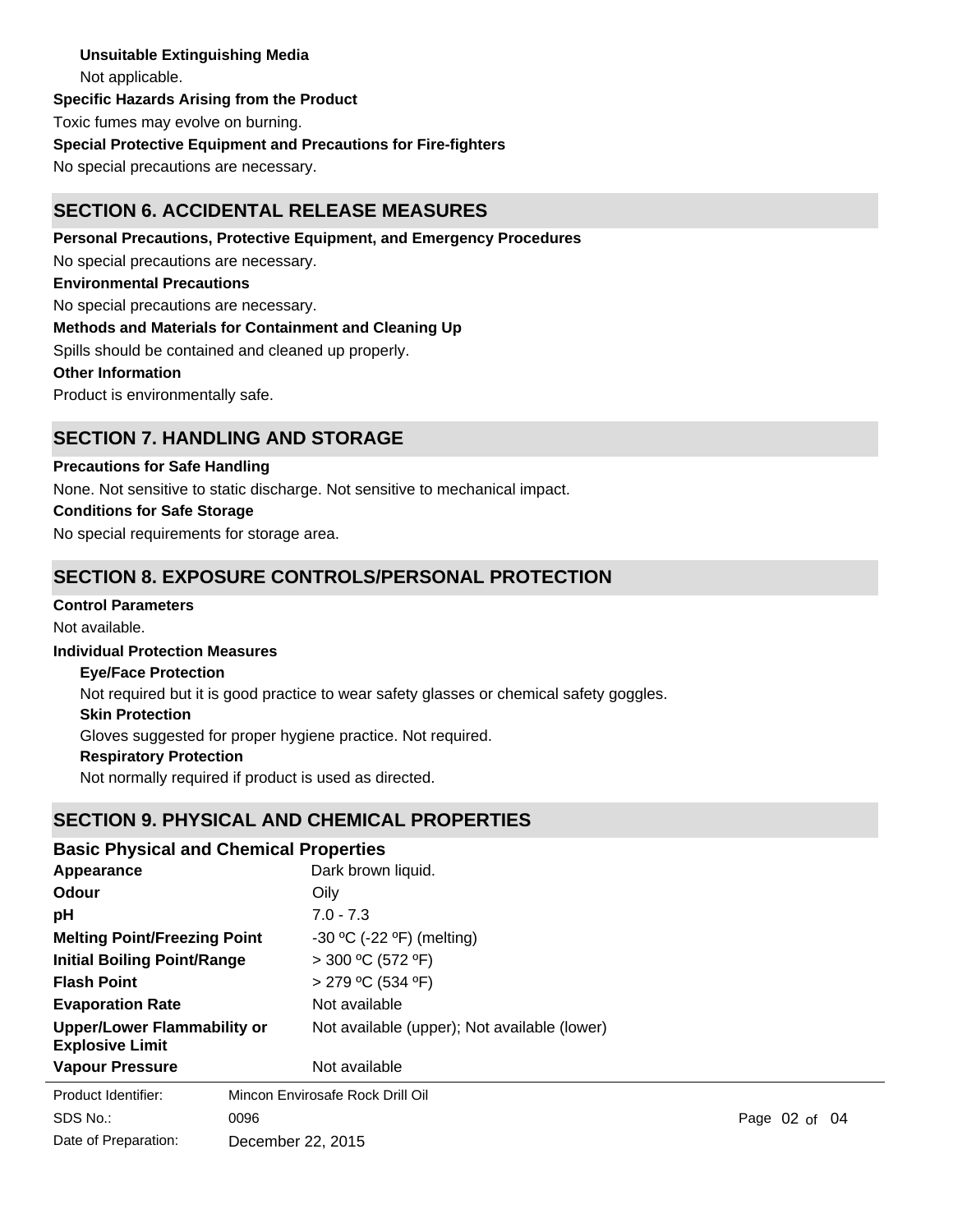**Unsuitable Extinguishing Media**

Not applicable.

**Specific Hazards Arising from the Product**

Toxic fumes may evolve on burning.

**Special Protective Equipment and Precautions for Fire-fighters**

No special precautions are necessary.

## SECTION 6. ACCIDENTAL RELEASE MEASURES

**Personal Precautions, Protective Equipment, and Emergency Procedures**

No special precautions are necessary.

**Environmental Precautions**

No special precautions are necessary.

**Methods and Materials for Containment and Cleaning Up**

Spills should be contained and cleaned up properly.

**Other Information**

Product is environmentally safe.

## SECTION 7. HANDLING AND STORAGE

**Precautions for Safe Handling**

None. Not sensitive to static discharge. Not sensitive to mechanical impact.

**Conditions for Safe Storage**

No special requirements for storage area.

## SECTION 8. EXPOSURE CONTROLS/PERSONAL PROTECTION

**Control Parameters**

Not available.

**Individual Protection Measures**

**Eye/Face Protection**

Not required but it is good practice to wear safety glasses or chemical safety goggles.

**Skin Protection**

Gloves suggested for proper hygiene practice. Not required.

**Respiratory Protection**

Not normally required if product is used as directed.

## SECTION 9. PHYSICAL AND CHEMICAL PROPERTIES

### Basic Physical and Chemical Properties

| | |
|---|---|
| **Appearance** | Dark brown liquid. |
| **Odour** | Oily |
| **pH** | 7.0 - 7.3 |
| **Melting Point/Freezing Point** | -30 ºC (-22 ºF) (melting) |
| **Initial Boiling Point/Range** | > 300 ºC (572 ºF) |
| **Flash Point** | > 279 ºC (534 ºF) |
| **Evaporation Rate** | Not available |
| **Upper/Lower Flammability or Explosive Limit** | Not available (upper); Not available (lower) |
| **Vapour Pressure** | Not available |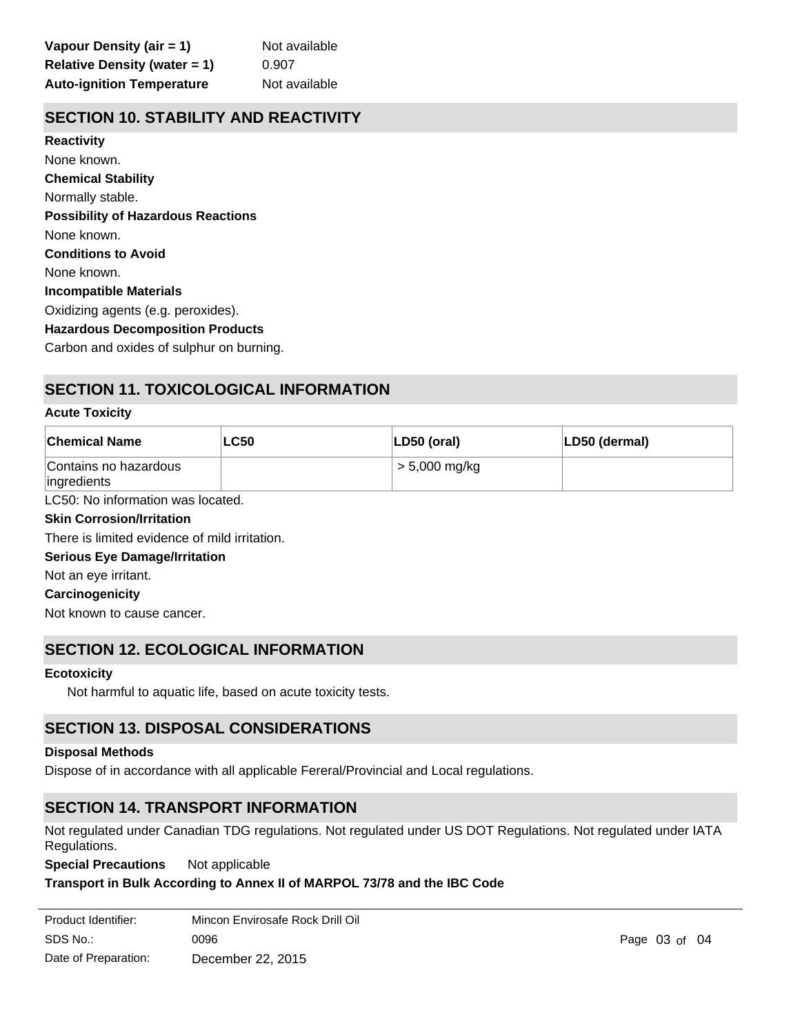**Vapour Density (air = 1)** Not available
**Relative Density (water = 1)** 0.907
**Auto-ignition Temperature** Not available

## SECTION 10. STABILITY AND REACTIVITY

**Reactivity**

None known.

**Chemical Stability**

Normally stable.

**Possibility of Hazardous Reactions**

None known.

**Conditions to Avoid**

None known.

**Incompatible Materials**

Oxidizing agents (e.g. peroxides).

**Hazardous Decomposition Products**

Carbon and oxides of sulphur on burning.

## SECTION 11. TOXICOLOGICAL INFORMATION

**Acute Toxicity**

| Chemical Name | LC50 | LD50 (oral) | LD50 (dermal) |
|---|---|---|---|
| Contains no hazardous ingredients | | > 5,000 mg/kg | |

LC50: No information was located.

**Skin Corrosion/Irritation**

There is limited evidence of mild irritation.

**Serious Eye Damage/Irritation**

Not an eye irritant.

**Carcinogenicity**

Not known to cause cancer.

## SECTION 12. ECOLOGICAL INFORMATION

**Ecotoxicity**

Not harmful to aquatic life, based on acute toxicity tests.

## SECTION 13. DISPOSAL CONSIDERATIONS

**Disposal Methods**

Dispose of in accordance with all applicable Fereral/Provincial and Local regulations.

## SECTION 14. TRANSPORT INFORMATION

Not regulated under Canadian TDG regulations. Not regulated under US DOT Regulations. Not regulated under IATA Regulations.

**Special Precautions** Not applicable

**Transport in Bulk According to Annex II of MARPOL 73/78 and the IBC Code**

Product Identifier: Mincon Envirosafe Rock Drill Oil
SDS No.: 0096
Date of Preparation: December 22, 2015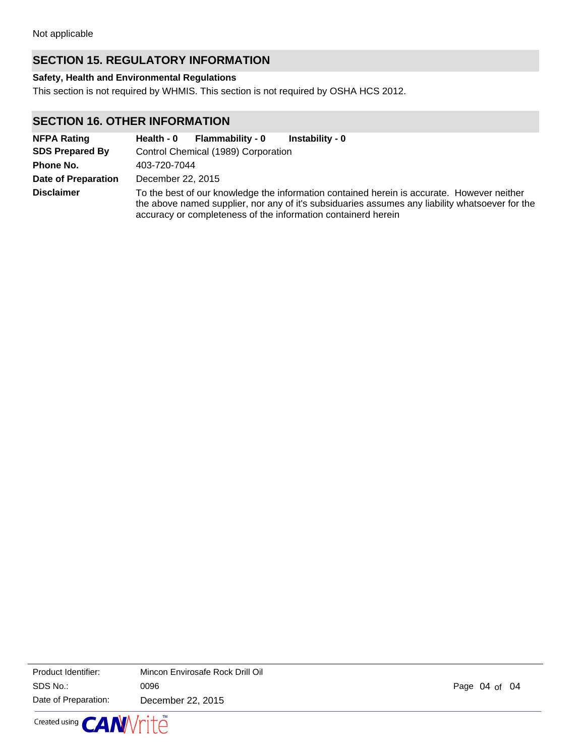Not applicable

## SECTION 15. REGULATORY INFORMATION

**Safety, Health and Environmental Regulations**

This section is not required by WHMIS. This section is not required by OSHA HCS 2012.

## SECTION 16. OTHER INFORMATION

| | |
|---|---|
| **NFPA Rating** | **Health - 0** **Flammability - 0** **Instability - 0** |
| **SDS Prepared By** | Control Chemical (1989) Corporation |
| **Phone No.** | 403-720-7044 |
| **Date of Preparation** | December 22, 2015 |
| **Disclaimer** | To the best of our knowledge the information contained herein is accurate. However neither the above named supplier, nor any of it's subsiduaries assumes any liability whatsoever for the accuracy or completeness of the information containerd herein |